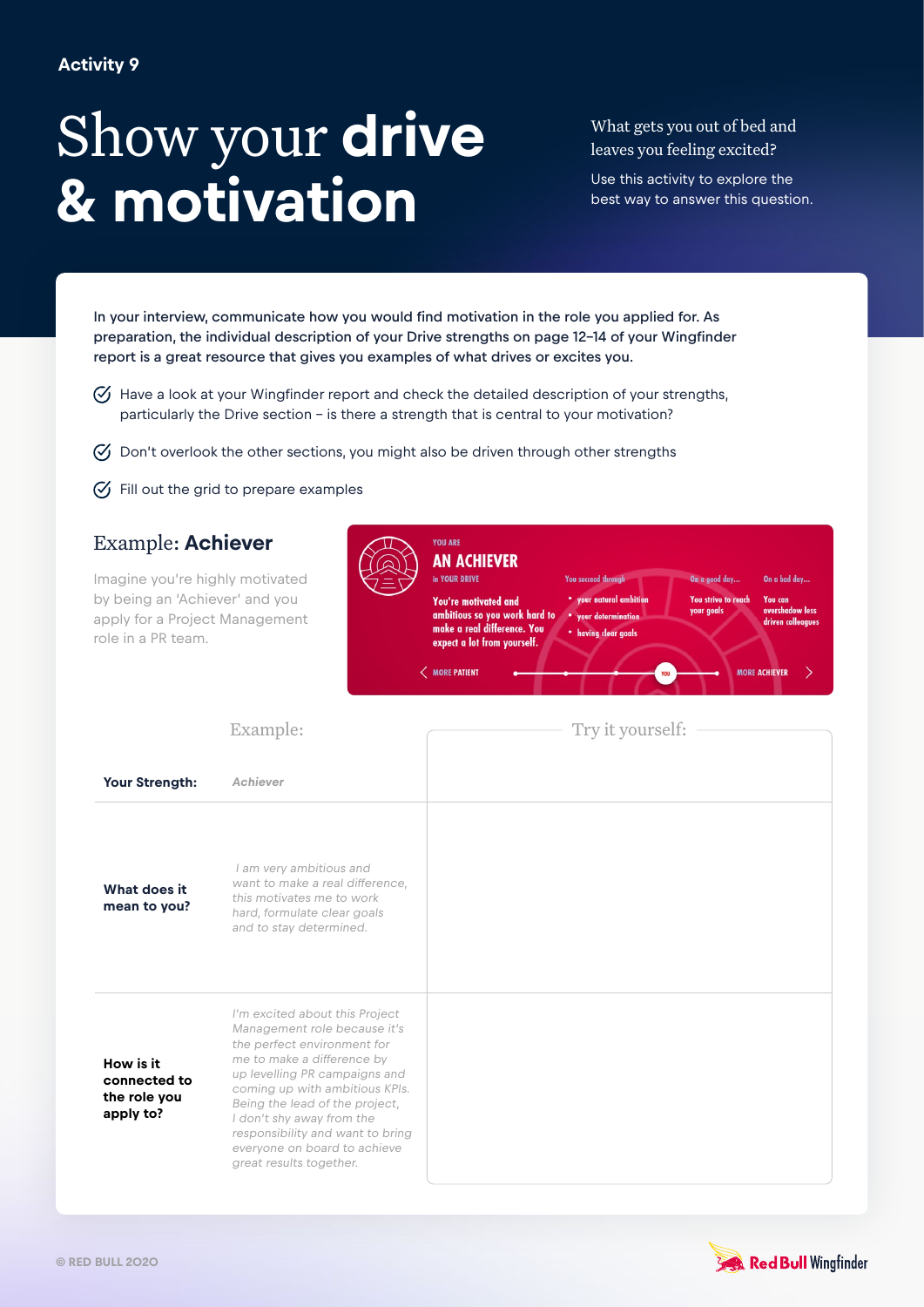Activity 9

# Show your **drive & motivation**

What gets you out of bed and leaves you feeling excited?

Use this activity to explore the best way to answer this question.

In your interview, communicate how you would find motivation in the role you applied for. As preparation, the individual description of your Drive strengths on page 12–14 of your Wingfinder report is a great resource that gives you examples of what drives or excites you.

- Have a look at your Wingfinder report and check the detailed description of your strengths, particularly the Drive section – is there a strength that is central to your motivation?
- Don't overlook the other sections, you might also be driven through other strengths
- Fill out the grid to prepare examples

## Example: **Achiever**

Imagine you're highly motivated by being an 'Achiever' and you apply for a Project Management role in a PR team.

YOU ARE
**AN ACHIEVER**
in YOUR DRIVE

You're motivated and ambitious so you work hard to make a real difference. You expect a lot from yourself.

You succeed through
- your natural ambition
- your determination
- having clear goals

On a good day... You strive to reach your goals

On a bad day... You can overshadow less driven colleagues

MORE PATIENT — YOU — MORE ACHIEVER

| | Example: | Try it yourself: |
|---|---|---|
| **Your Strength:** | *Achiever* | |
| **What does it mean to you?** | *I am very ambitious and want to make a real difference, this motivates me to work hard, formulate clear goals and to stay determined.* | |
| **How is it connected to the role you apply to?** | *I'm excited about this Project Management role because it's the perfect environment for me to make a difference by up levelling PR campaigns and coming up with ambitious KPIs. Being the lead of the project, I don't shy away from the responsibility and want to bring everyone on board to achieve great results together.* | |

© RED BULL 2020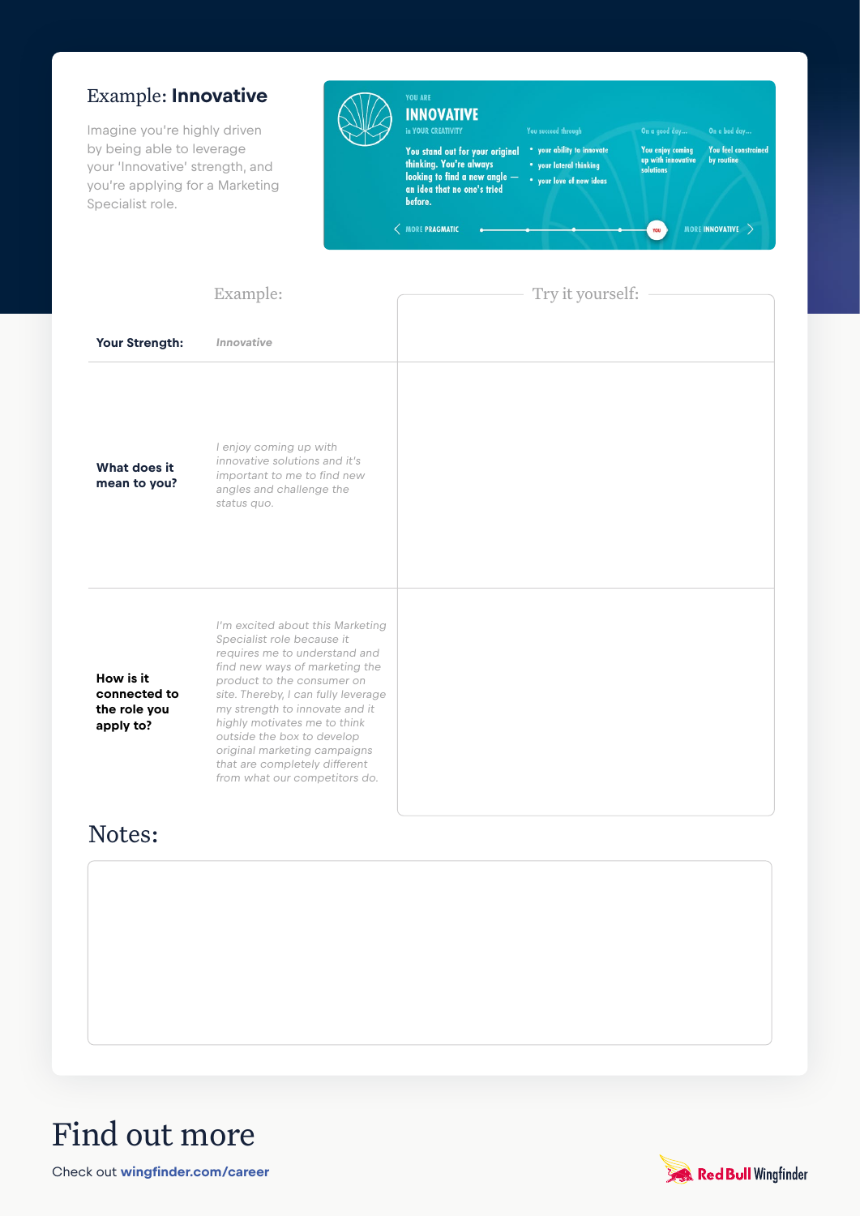## Example: **Innovative**

Imagine you're highly driven by being able to leverage your 'Innovative' strength, and you're applying for a Marketing Specialist role.

YOU ARE

**INNOVATIVE**

in YOUR CREATIVITY

You stand out for your original thinking. You're always looking to find a new angle — an idea that no one's tried before.

You succeed through

- your ability to innovate
- your lateral thinking
- your love of new ideas

On a good day...

You enjoy coming up with innovative solutions

On a bad day...

You feel constrained by routine

MORE PRAGMATIC — YOU — MORE INNOVATIVE

| | Example: | Try it yourself: |
|---|---|---|
| **Your Strength:** | *Innovative* | |
| **What does it mean to you?** | *I enjoy coming up with innovative solutions and it's important to me to find new angles and challenge the status quo.* | |
| **How is it connected to the role you apply to?** | *I'm excited about this Marketing Specialist role because it requires me to understand and find new ways of marketing the product to the consumer on site. Thereby, I can fully leverage my strength to innovate and it highly motivates me to think outside the box to develop original marketing campaigns that are completely different from what our competitors do.* | |

## Notes:

# Find out more

Check out **wingfinder.com/career**

Red Bull Wingfinder